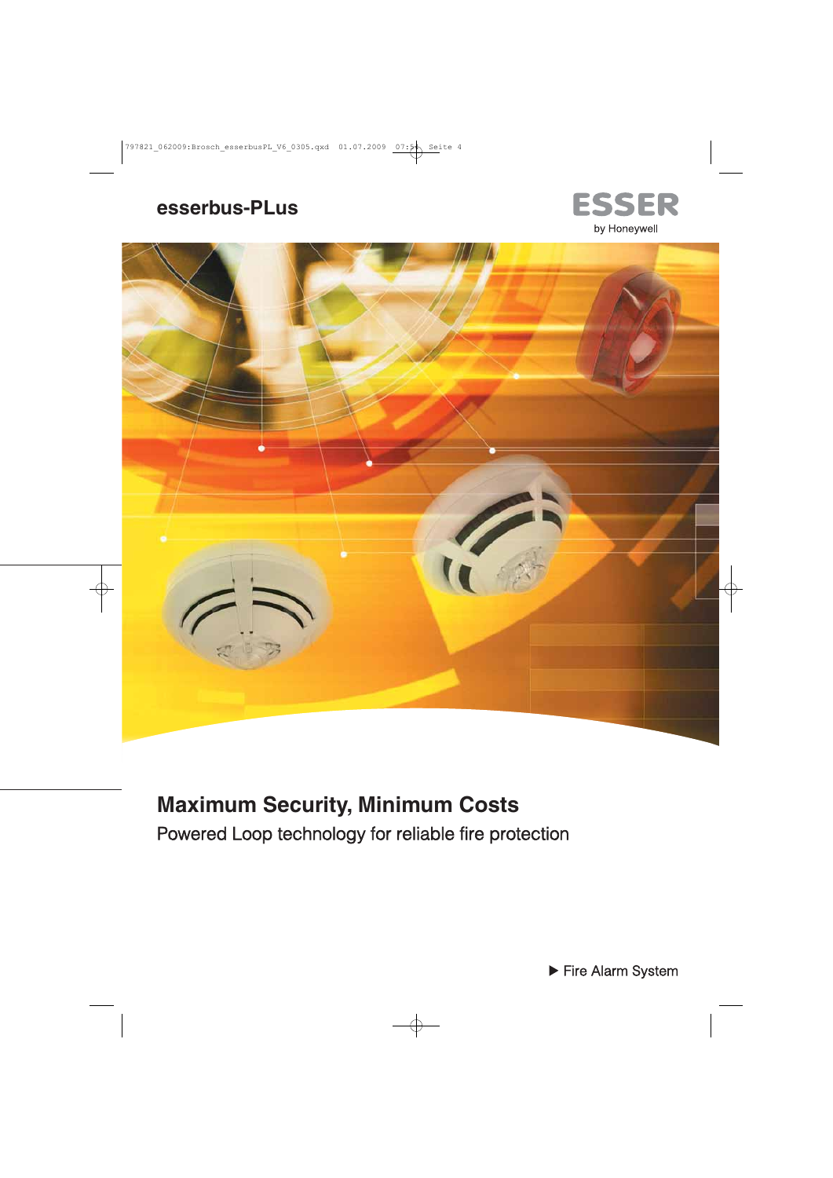esserbus-PLus

ESSER
by Honeywell

# Maximum Security, Minimum Costs

Powered Loop technology for reliable fire protection

▶ Fire Alarm System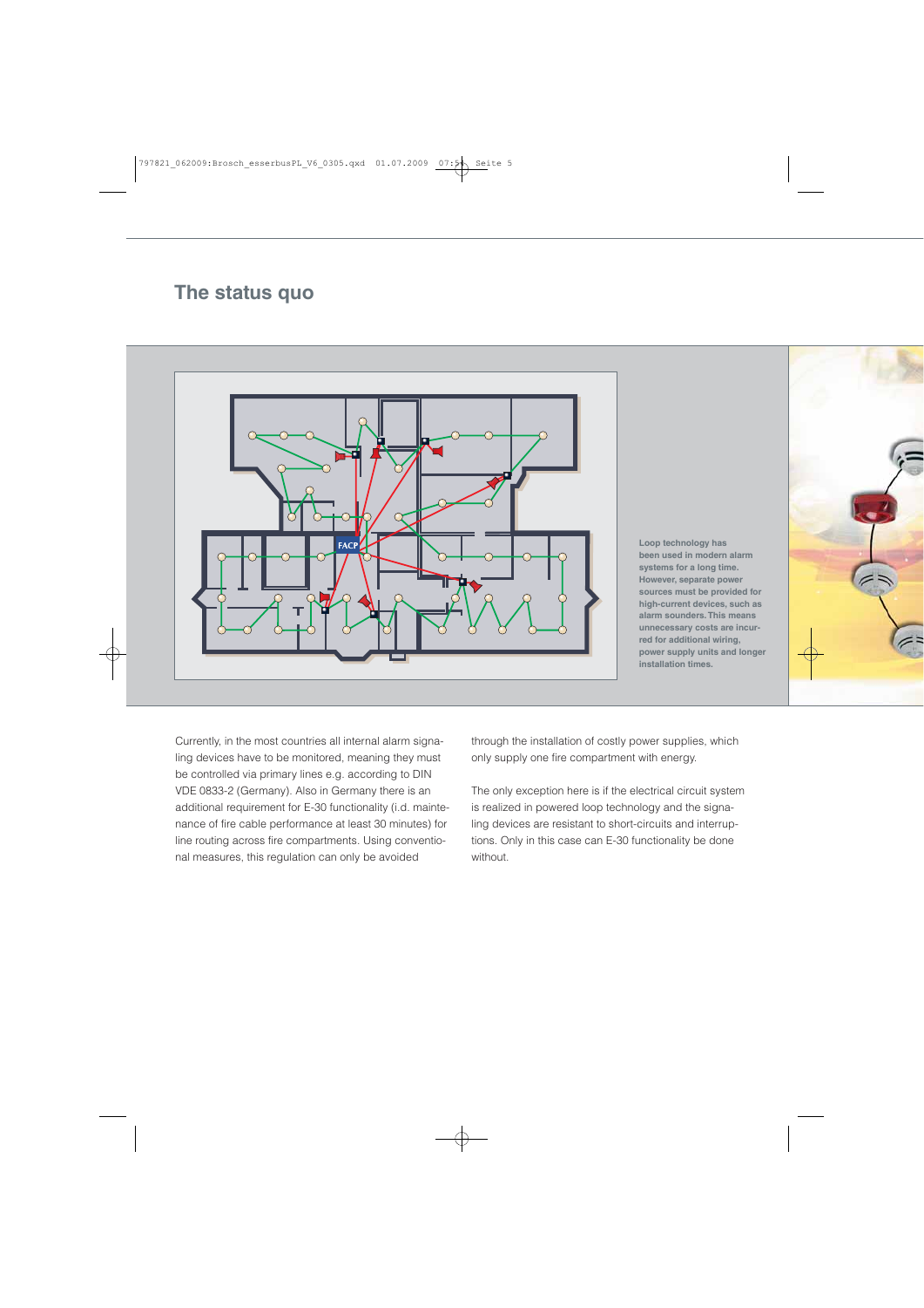## The status quo

Loop technology has been used in modern alarm systems for a long time. However, separate power sources must be provided for high-current devices, such as alarm sounders. This means unnecessary costs are incurred for additional wiring, power supply units and longer installation times.

Currently, in the most countries all internal alarm signaling devices have to be monitored, meaning they must be controlled via primary lines e.g. according to DIN VDE 0833-2 (Germany). Also in Germany there is an additional requirement for E-30 functionality (i.d. maintenance of fire cable performance at least 30 minutes) for line routing across fire compartments. Using conventional measures, this regulation can only be avoided through the installation of costly power supplies, which only supply one fire compartment with energy.

The only exception here is if the electrical circuit system is realized in powered loop technology and the signaling devices are resistant to short-circuits and interruptions. Only in this case can E-30 functionality be done without.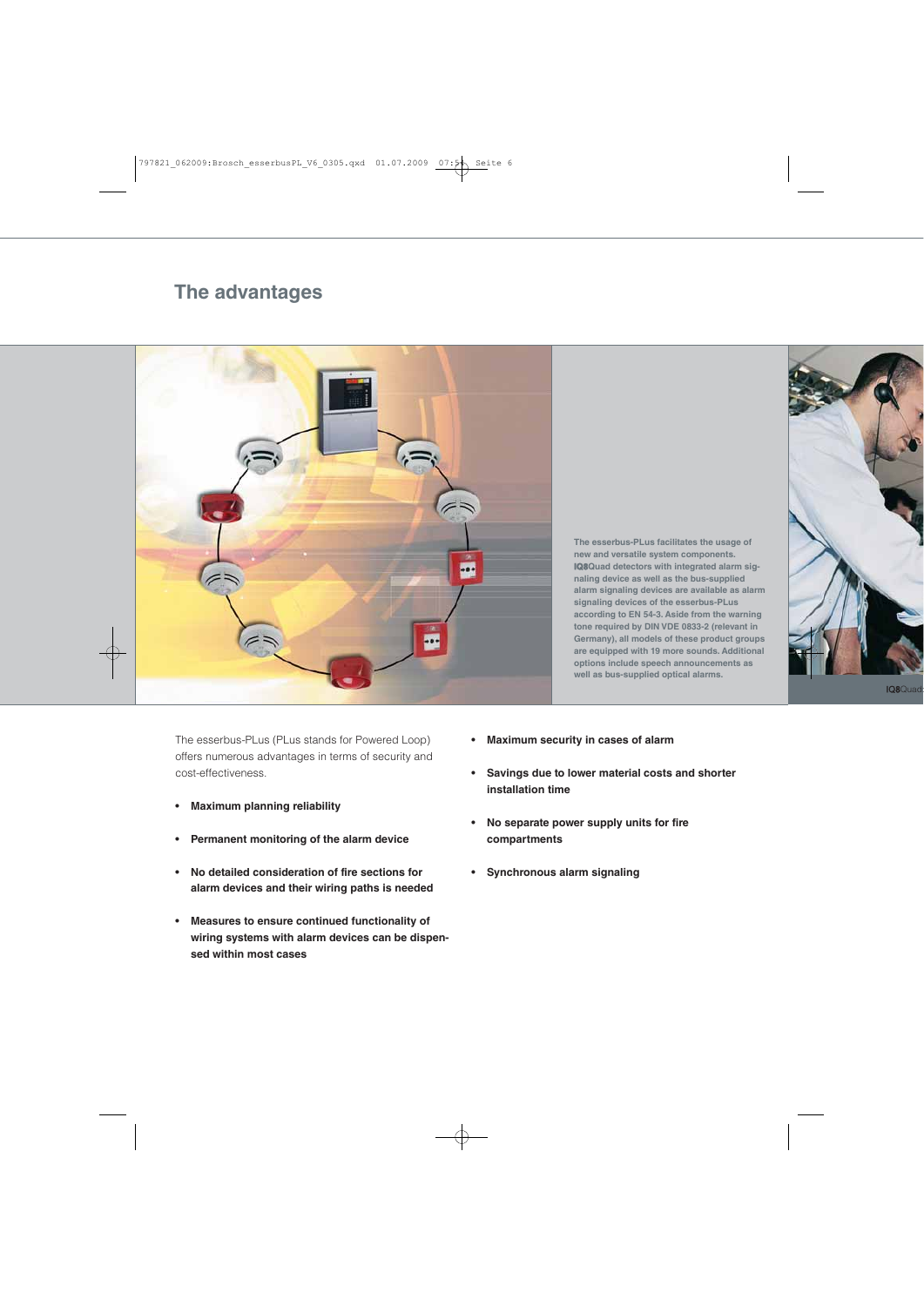## The advantages

**The esserbus-PLus facilitates the usage of new and versatile system components. IQ8Quad detectors with integrated alarm signaling device as well as the bus-supplied alarm signaling devices are available as alarm signaling devices of the esserbus-PLus according to EN 54-3. Aside from the warning tone required by DIN VDE 0833-2 (relevant in Germany), all models of these product groups are equipped with 19 more sounds. Additional options include speech announcements as well as bus-supplied optical alarms.**

The esserbus-PLus (PLus stands for Powered Loop) offers numerous advantages in terms of security and cost-effectiveness.

- **Maximum planning reliability**
- **Permanent monitoring of the alarm device**
- **No detailed consideration of fire sections for alarm devices and their wiring paths is needed**
- **Measures to ensure continued functionality of wiring systems with alarm devices can be dispensed within most cases**
- **Maximum security in cases of alarm**
- **Savings due to lower material costs and shorter installation time**
- **No separate power supply units for fire compartments**
- **Synchronous alarm signaling**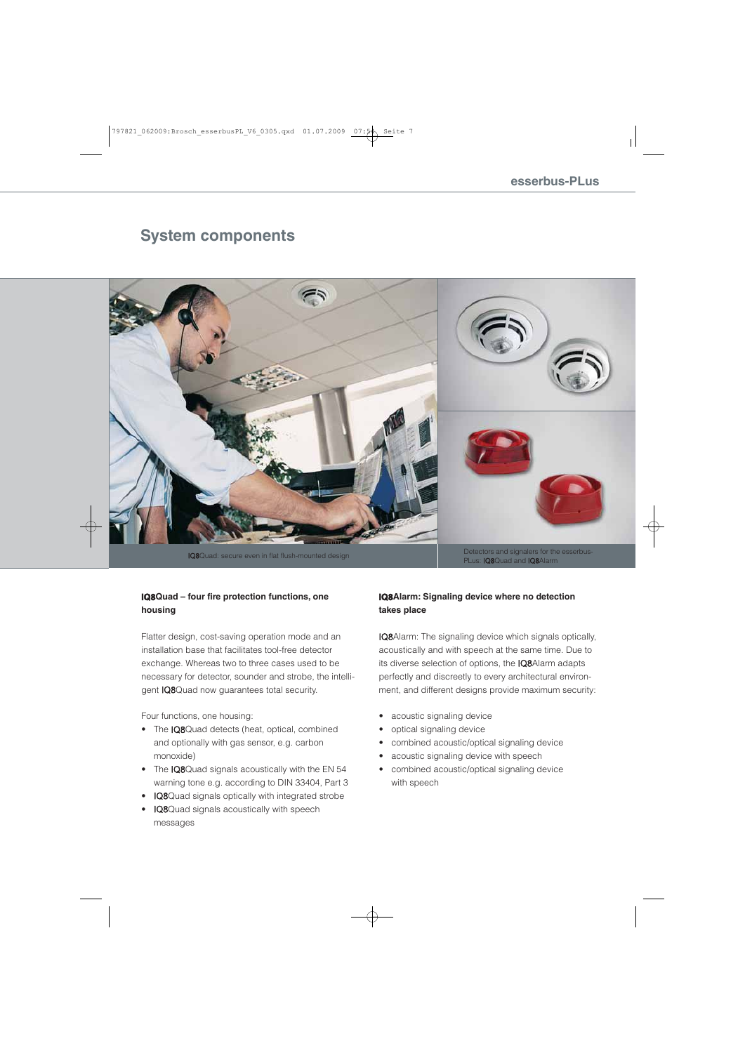# System components

IQ8Quad: secure even in flat flush-mounted design

Detectors and signalers for the esserbus-PLus: IQ8Quad and IQ8Alarm

### IQ8Quad – four fire protection functions, one housing

Flatter design, cost-saving operation mode and an installation base that facilitates tool-free detector exchange. Whereas two to three cases used to be necessary for detector, sounder and strobe, the intelligent IQ8Quad now guarantees total security.

Four functions, one housing:

- The IQ8Quad detects (heat, optical, combined and optionally with gas sensor, e.g. carbon monoxide)
- The IQ8Quad signals acoustically with the EN 54 warning tone e.g. according to DIN 33404, Part 3
- IQ8Quad signals optically with integrated strobe
- IQ8Quad signals acoustically with speech messages

### IQ8Alarm: Signaling device where no detection takes place

IQ8Alarm: The signaling device which signals optically, acoustically and with speech at the same time. Due to its diverse selection of options, the IQ8Alarm adapts perfectly and discreetly to every architectural environment, and different designs provide maximum security:

- acoustic signaling device
- optical signaling device
- combined acoustic/optical signaling device
- acoustic signaling device with speech
- combined acoustic/optical signaling device with speech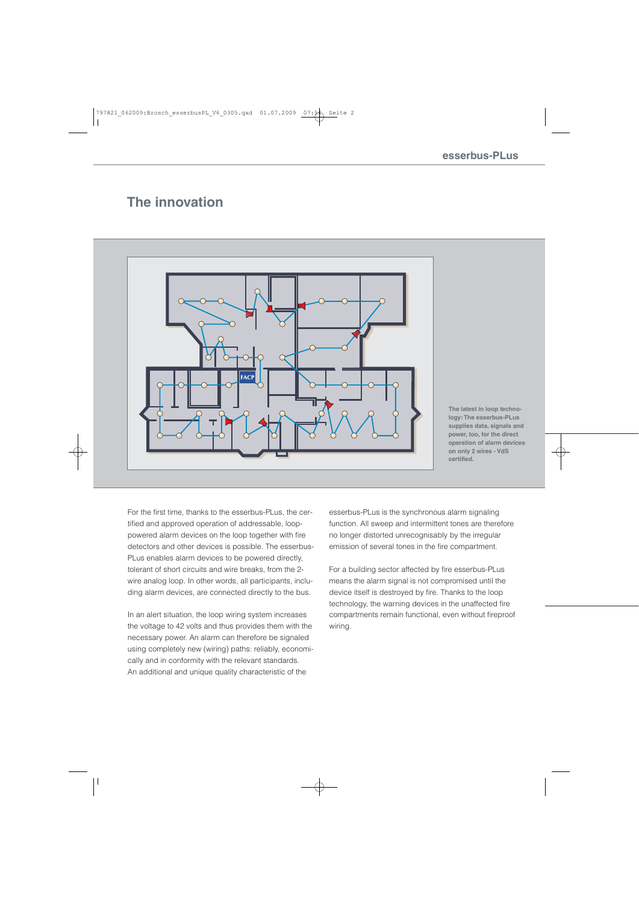## The innovation

The latest in loop technology: The esserbus-PLus supplies data, signals and power, too, for the direct operation of alarm devices on only 2 wires - VdS certified.

For the first time, thanks to the esserbus-PLus, the certified and approved operation of addressable, loop-powered alarm devices on the loop together with fire detectors and other devices is possible. The esserbus-PLus enables alarm devices to be powered directly, tolerant of short circuits and wire breaks, from the 2-wire analog loop. In other words, all participants, including alarm devices, are connected directly to the bus.

In an alert situation, the loop wiring system increases the voltage to 42 volts and thus provides them with the necessary power. An alarm can therefore be signaled using completely new (wiring) paths: reliably, economically and in conformity with the relevant standards. An additional and unique quality characteristic of the esserbus-PLus is the synchronous alarm signaling function. All sweep and intermittent tones are therefore no longer distorted unrecognisably by the irregular emission of several tones in the fire compartment.

For a building sector affected by fire esserbus-PLus means the alarm signal is not compromised until the device itself is destroyed by fire. Thanks to the loop technology, the warning devices in the unaffected fire compartments remain functional, even without fireproof wiring.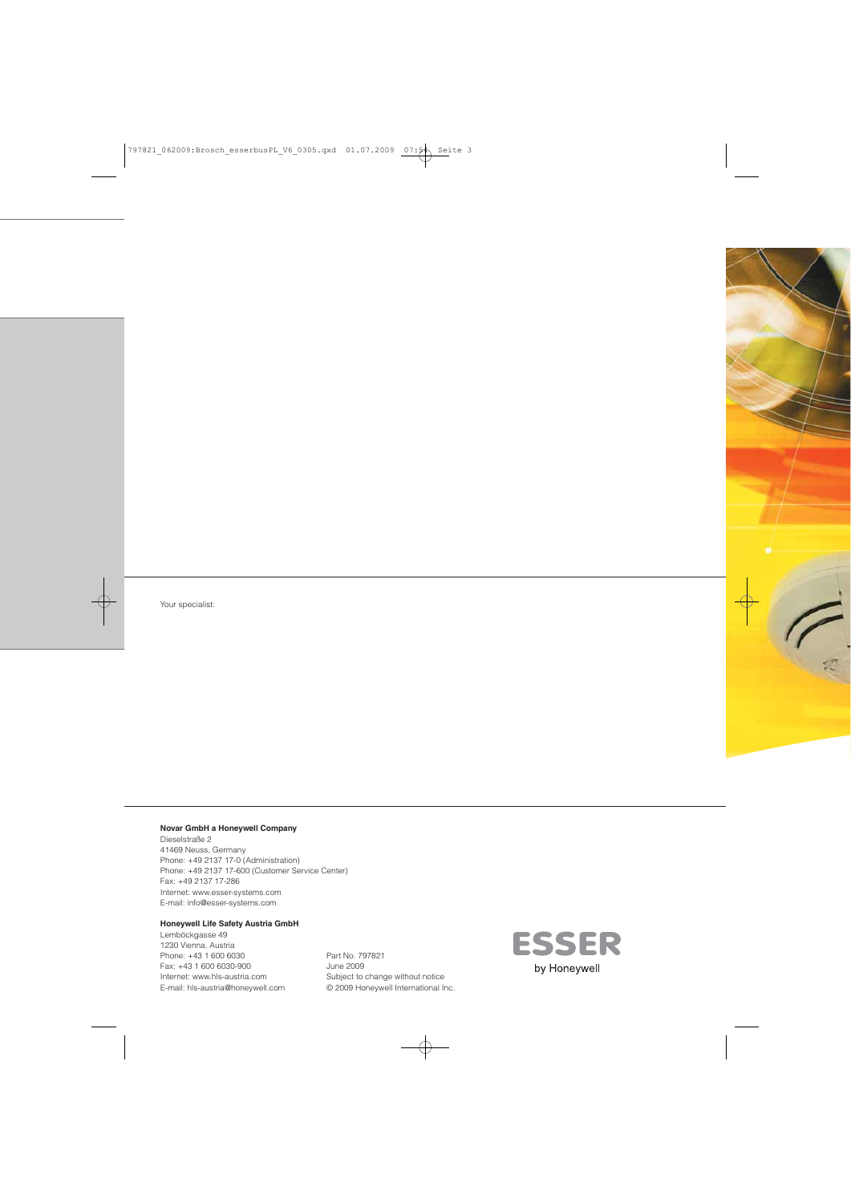Your specialist:

**Novar GmbH a Honeywell Company**
Dieselstraße 2
41469 Neuss, Germany
Phone: +49 2137 17-0 (Administration)
Phone: +49 2137 17-600 (Customer Service Center)
Fax: +49 2137 17-286
Internet: www.esser-systems.com
E-mail: info@esser-systems.com

**Honeywell Life Safety Austria GmbH**
Lemböckgasse 49
1230 Vienna, Austria
Phone: +43 1 600 6030
Fax: +43 1 600 6030-900
Internet: www.hls-austria.com
E-mail: hls-austria@honeywell.com

Part No. 797821
June 2009
Subject to change without notice
© 2009 Honeywell International Inc.

ESSER
by Honeywell